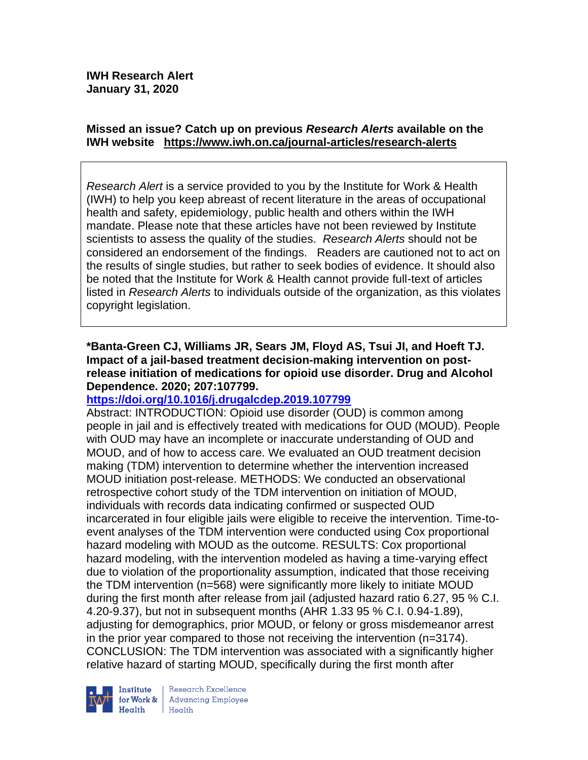**IWH Research Alert**
**January 31, 2020**

**Missed an issue? Catch up on previous *Research Alerts* available on the IWH website https://www.iwh.on.ca/journal-articles/research-alerts**

*Research Alert* is a service provided to you by the Institute for Work & Health (IWH) to help you keep abreast of recent literature in the areas of occupational health and safety, epidemiology, public health and others within the IWH mandate. Please note that these articles have not been reviewed by Institute scientists to assess the quality of the studies. *Research Alerts* should not be considered an endorsement of the findings. Readers are cautioned not to act on the results of single studies, but rather to seek bodies of evidence. It should also be noted that the Institute for Work & Health cannot provide full-text of articles listed in *Research Alerts* to individuals outside of the organization, as this violates copyright legislation.

**\*Banta-Green CJ, Williams JR, Sears JM, Floyd AS, Tsui JI, and Hoeft TJ. Impact of a jail-based treatment decision-making intervention on post-release initiation of medications for opioid use disorder. Drug and Alcohol Dependence. 2020; 207:107799.**

**https://doi.org/10.1016/j.drugalcdep.2019.107799**

Abstract: INTRODUCTION: Opioid use disorder (OUD) is common among people in jail and is effectively treated with medications for OUD (MOUD). People with OUD may have an incomplete or inaccurate understanding of OUD and MOUD, and of how to access care. We evaluated an OUD treatment decision making (TDM) intervention to determine whether the intervention increased MOUD initiation post-release. METHODS: We conducted an observational retrospective cohort study of the TDM intervention on initiation of MOUD, individuals with records data indicating confirmed or suspected OUD incarcerated in four eligible jails were eligible to receive the intervention. Time-to-event analyses of the TDM intervention were conducted using Cox proportional hazard modeling with MOUD as the outcome. RESULTS: Cox proportional hazard modeling, with the intervention modeled as having a time-varying effect due to violation of the proportionality assumption, indicated that those receiving the TDM intervention (n=568) were significantly more likely to initiate MOUD during the first month after release from jail (adjusted hazard ratio 6.27, 95 % C.I. 4.20-9.37), but not in subsequent months (AHR 1.33 95 % C.I. 0.94-1.89), adjusting for demographics, prior MOUD, or felony or gross misdemeanor arrest in the prior year compared to those not receiving the intervention (n=3174). CONCLUSION: The TDM intervention was associated with a significantly higher relative hazard of starting MOUD, specifically during the first month after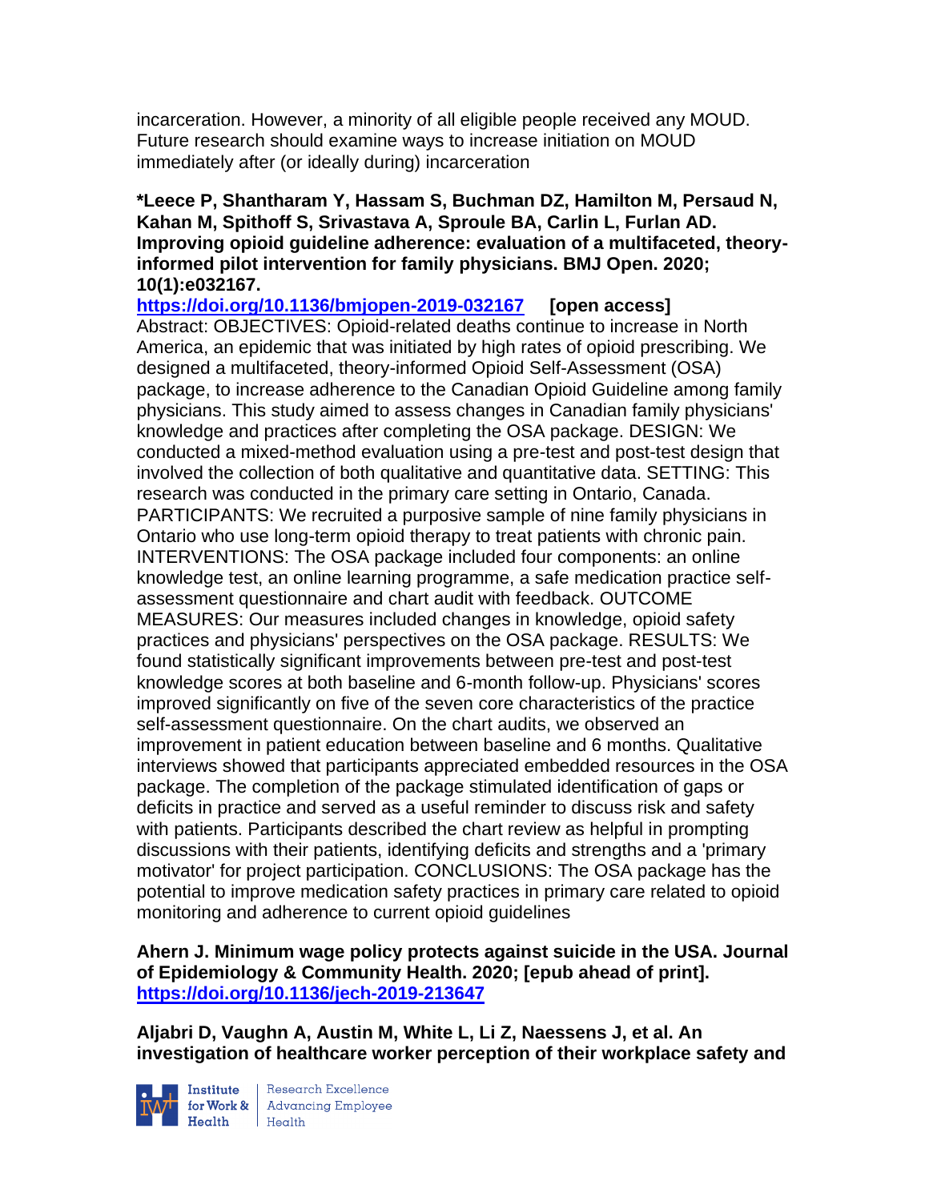incarceration. However, a minority of all eligible people received any MOUD. Future research should examine ways to increase initiation on MOUD immediately after (or ideally during) incarceration

**\*Leece P, Shantharam Y, Hassam S, Buchman DZ, Hamilton M, Persaud N, Kahan M, Spithoff S, Srivastava A, Sproule BA, Carlin L, Furlan AD. Improving opioid guideline adherence: evaluation of a multifaceted, theory-informed pilot intervention for family physicians. BMJ Open. 2020; 10(1):e032167.**
**https://doi.org/10.1136/bmjopen-2019-032167** **[open access]**
Abstract: OBJECTIVES: Opioid-related deaths continue to increase in North America, an epidemic that was initiated by high rates of opioid prescribing. We designed a multifaceted, theory-informed Opioid Self-Assessment (OSA) package, to increase adherence to the Canadian Opioid Guideline among family physicians. This study aimed to assess changes in Canadian family physicians' knowledge and practices after completing the OSA package. DESIGN: We conducted a mixed-method evaluation using a pre-test and post-test design that involved the collection of both qualitative and quantitative data. SETTING: This research was conducted in the primary care setting in Ontario, Canada. PARTICIPANTS: We recruited a purposive sample of nine family physicians in Ontario who use long-term opioid therapy to treat patients with chronic pain. INTERVENTIONS: The OSA package included four components: an online knowledge test, an online learning programme, a safe medication practice self-assessment questionnaire and chart audit with feedback. OUTCOME MEASURES: Our measures included changes in knowledge, opioid safety practices and physicians' perspectives on the OSA package. RESULTS: We found statistically significant improvements between pre-test and post-test knowledge scores at both baseline and 6-month follow-up. Physicians' scores improved significantly on five of the seven core characteristics of the practice self-assessment questionnaire. On the chart audits, we observed an improvement in patient education between baseline and 6 months. Qualitative interviews showed that participants appreciated embedded resources in the OSA package. The completion of the package stimulated identification of gaps or deficits in practice and served as a useful reminder to discuss risk and safety with patients. Participants described the chart review as helpful in prompting discussions with their patients, identifying deficits and strengths and a 'primary motivator' for project participation. CONCLUSIONS: The OSA package has the potential to improve medication safety practices in primary care related to opioid monitoring and adherence to current opioid guidelines

**Ahern J. Minimum wage policy protects against suicide in the USA. Journal of Epidemiology & Community Health. 2020; [epub ahead of print].**
**https://doi.org/10.1136/jech-2019-213647**

**Aljabri D, Vaughn A, Austin M, White L, Li Z, Naessens J, et al. An investigation of healthcare worker perception of their workplace safety and**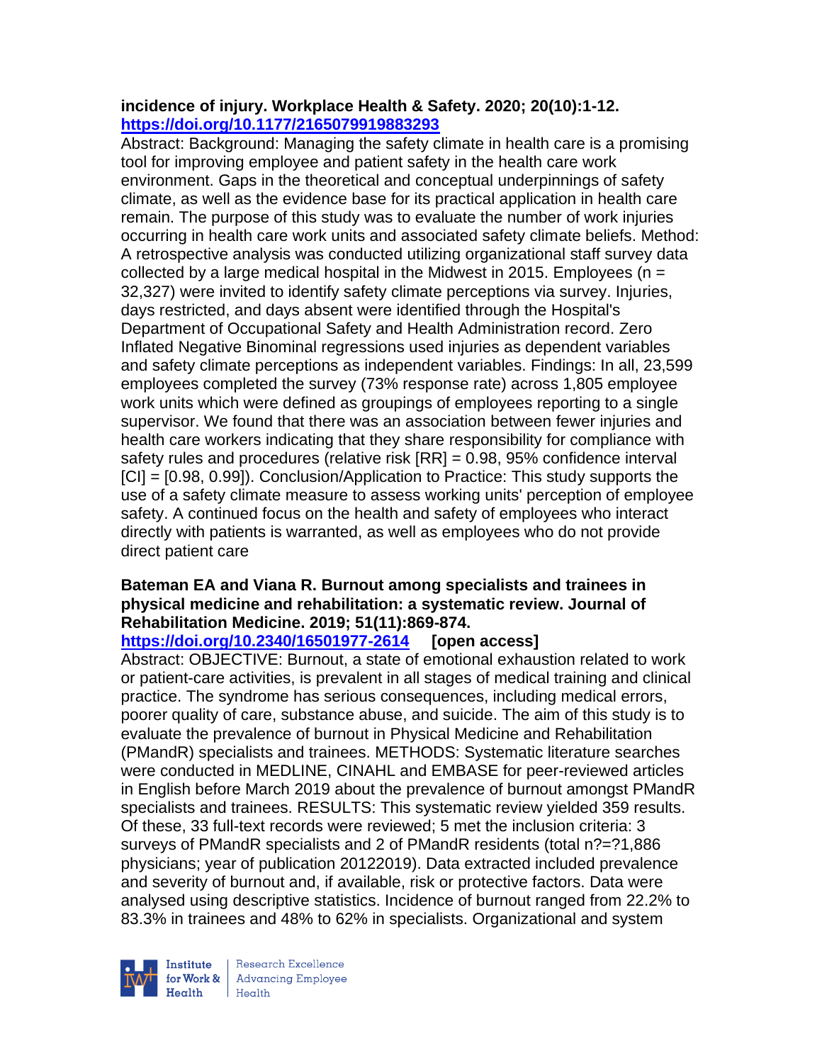**incidence of injury. Workplace Health & Safety. 2020; 20(10):1-12. https://doi.org/10.1177/2165079919883293**

Abstract: Background: Managing the safety climate in health care is a promising tool for improving employee and patient safety in the health care work environment. Gaps in the theoretical and conceptual underpinnings of safety climate, as well as the evidence base for its practical application in health care remain. The purpose of this study was to evaluate the number of work injuries occurring in health care work units and associated safety climate beliefs. Method: A retrospective analysis was conducted utilizing organizational staff survey data collected by a large medical hospital in the Midwest in 2015. Employees (n = 32,327) were invited to identify safety climate perceptions via survey. Injuries, days restricted, and days absent were identified through the Hospital's Department of Occupational Safety and Health Administration record. Zero Inflated Negative Binominal regressions used injuries as dependent variables and safety climate perceptions as independent variables. Findings: In all, 23,599 employees completed the survey (73% response rate) across 1,805 employee work units which were defined as groupings of employees reporting to a single supervisor. We found that there was an association between fewer injuries and health care workers indicating that they share responsibility for compliance with safety rules and procedures (relative risk [RR] = 0.98, 95% confidence interval [CI] = [0.98, 0.99]). Conclusion/Application to Practice: This study supports the use of a safety climate measure to assess working units' perception of employee safety. A continued focus on the health and safety of employees who interact directly with patients is warranted, as well as employees who do not provide direct patient care

**Bateman EA and Viana R. Burnout among specialists and trainees in physical medicine and rehabilitation: a systematic review. Journal of Rehabilitation Medicine. 2019; 51(11):869-874. https://doi.org/10.2340/16501977-2614 [open access]**

Abstract: OBJECTIVE: Burnout, a state of emotional exhaustion related to work or patient-care activities, is prevalent in all stages of medical training and clinical practice. The syndrome has serious consequences, including medical errors, poorer quality of care, substance abuse, and suicide. The aim of this study is to evaluate the prevalence of burnout in Physical Medicine and Rehabilitation (PMandR) specialists and trainees. METHODS: Systematic literature searches were conducted in MEDLINE, CINAHL and EMBASE for peer-reviewed articles in English before March 2019 about the prevalence of burnout amongst PMandR specialists and trainees. RESULTS: This systematic review yielded 359 results. Of these, 33 full-text records were reviewed; 5 met the inclusion criteria: 3 surveys of PMandR specialists and 2 of PMandR residents (total n?=?1,886 physicians; year of publication 20122019). Data extracted included prevalence and severity of burnout and, if available, risk or protective factors. Data were analysed using descriptive statistics. Incidence of burnout ranged from 22.2% to 83.3% in trainees and 48% to 62% in specialists. Organizational and system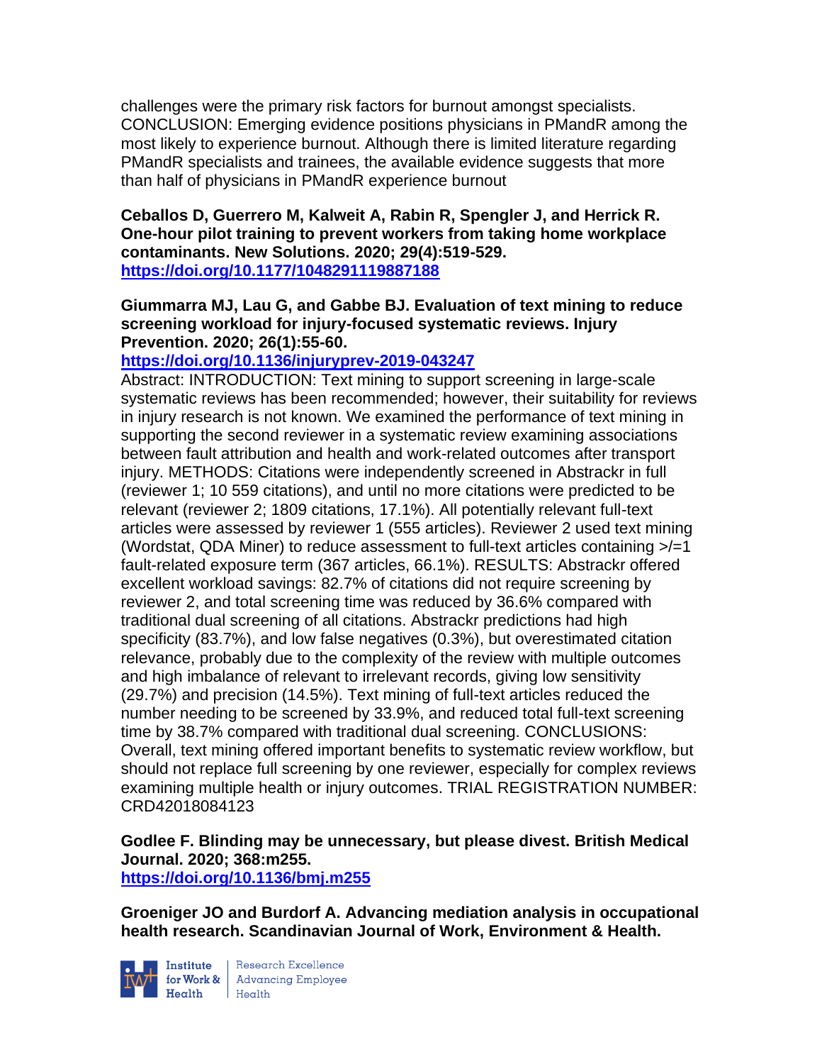challenges were the primary risk factors for burnout amongst specialists. CONCLUSION: Emerging evidence positions physicians in PMandR among the most likely to experience burnout. Although there is limited literature regarding PMandR specialists and trainees, the available evidence suggests that more than half of physicians in PMandR experience burnout

**Ceballos D, Guerrero M, Kalweit A, Rabin R, Spengler J, and Herrick R. One-hour pilot training to prevent workers from taking home workplace contaminants. New Solutions. 2020; 29(4):519-529.**
**https://doi.org/10.1177/1048291119887188**

**Giummarra MJ, Lau G, and Gabbe BJ. Evaluation of text mining to reduce screening workload for injury-focused systematic reviews. Injury Prevention. 2020; 26(1):55-60.**
**https://doi.org/10.1136/injuryprev-2019-043247**
Abstract: INTRODUCTION: Text mining to support screening in large-scale systematic reviews has been recommended; however, their suitability for reviews in injury research is not known. We examined the performance of text mining in supporting the second reviewer in a systematic review examining associations between fault attribution and health and work-related outcomes after transport injury. METHODS: Citations were independently screened in Abstrackr in full (reviewer 1; 10 559 citations), and until no more citations were predicted to be relevant (reviewer 2; 1809 citations, 17.1%). All potentially relevant full-text articles were assessed by reviewer 1 (555 articles). Reviewer 2 used text mining (Wordstat, QDA Miner) to reduce assessment to full-text articles containing >/=1 fault-related exposure term (367 articles, 66.1%). RESULTS: Abstrackr offered excellent workload savings: 82.7% of citations did not require screening by reviewer 2, and total screening time was reduced by 36.6% compared with traditional dual screening of all citations. Abstrackr predictions had high specificity (83.7%), and low false negatives (0.3%), but overestimated citation relevance, probably due to the complexity of the review with multiple outcomes and high imbalance of relevant to irrelevant records, giving low sensitivity (29.7%) and precision (14.5%). Text mining of full-text articles reduced the number needing to be screened by 33.9%, and reduced total full-text screening time by 38.7% compared with traditional dual screening. CONCLUSIONS: Overall, text mining offered important benefits to systematic review workflow, but should not replace full screening by one reviewer, especially for complex reviews examining multiple health or injury outcomes. TRIAL REGISTRATION NUMBER: CRD42018084123

**Godlee F. Blinding may be unnecessary, but please divest. British Medical Journal. 2020; 368:m255.**
**https://doi.org/10.1136/bmj.m255**

**Groeniger JO and Burdorf A. Advancing mediation analysis in occupational health research. Scandinavian Journal of Work, Environment & Health.**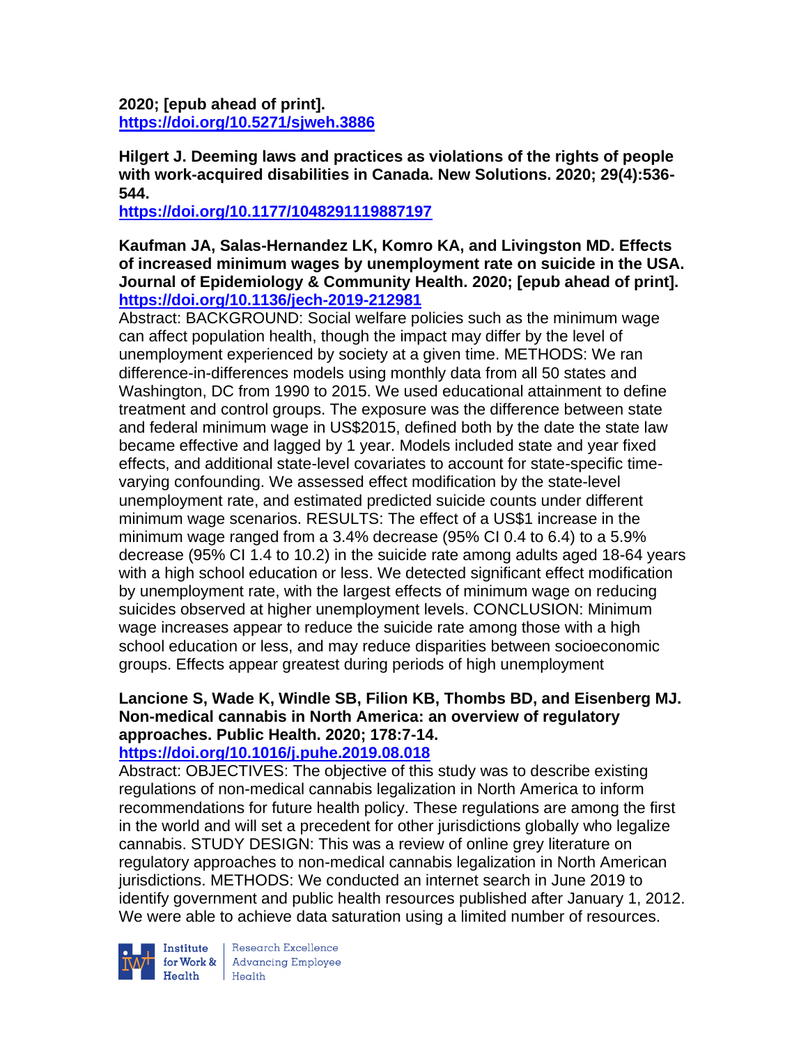**2020; [epub ahead of print].**
**https://doi.org/10.5271/sjweh.3886**

**Hilgert J. Deeming laws and practices as violations of the rights of people with work-acquired disabilities in Canada. New Solutions. 2020; 29(4):536-544.**
**https://doi.org/10.1177/1048291119887197**

**Kaufman JA, Salas-Hernandez LK, Komro KA, and Livingston MD. Effects of increased minimum wages by unemployment rate on suicide in the USA. Journal of Epidemiology & Community Health. 2020; [epub ahead of print].**
**https://doi.org/10.1136/jech-2019-212981**

Abstract: BACKGROUND: Social welfare policies such as the minimum wage can affect population health, though the impact may differ by the level of unemployment experienced by society at a given time. METHODS: We ran difference-in-differences models using monthly data from all 50 states and Washington, DC from 1990 to 2015. We used educational attainment to define treatment and control groups. The exposure was the difference between state and federal minimum wage in US$2015, defined both by the date the state law became effective and lagged by 1 year. Models included state and year fixed effects, and additional state-level covariates to account for state-specific time-varying confounding. We assessed effect modification by the state-level unemployment rate, and estimated predicted suicide counts under different minimum wage scenarios. RESULTS: The effect of a US$1 increase in the minimum wage ranged from a 3.4% decrease (95% CI 0.4 to 6.4) to a 5.9% decrease (95% CI 1.4 to 10.2) in the suicide rate among adults aged 18-64 years with a high school education or less. We detected significant effect modification by unemployment rate, with the largest effects of minimum wage on reducing suicides observed at higher unemployment levels. CONCLUSION: Minimum wage increases appear to reduce the suicide rate among those with a high school education or less, and may reduce disparities between socioeconomic groups. Effects appear greatest during periods of high unemployment

**Lancione S, Wade K, Windle SB, Filion KB, Thombs BD, and Eisenberg MJ. Non-medical cannabis in North America: an overview of regulatory approaches. Public Health. 2020; 178:7-14.**
**https://doi.org/10.1016/j.puhe.2019.08.018**

Abstract: OBJECTIVES: The objective of this study was to describe existing regulations of non-medical cannabis legalization in North America to inform recommendations for future health policy. These regulations are among the first in the world and will set a precedent for other jurisdictions globally who legalize cannabis. STUDY DESIGN: This was a review of online grey literature on regulatory approaches to non-medical cannabis legalization in North American jurisdictions. METHODS: We conducted an internet search in June 2019 to identify government and public health resources published after January 1, 2012. We were able to achieve data saturation using a limited number of resources.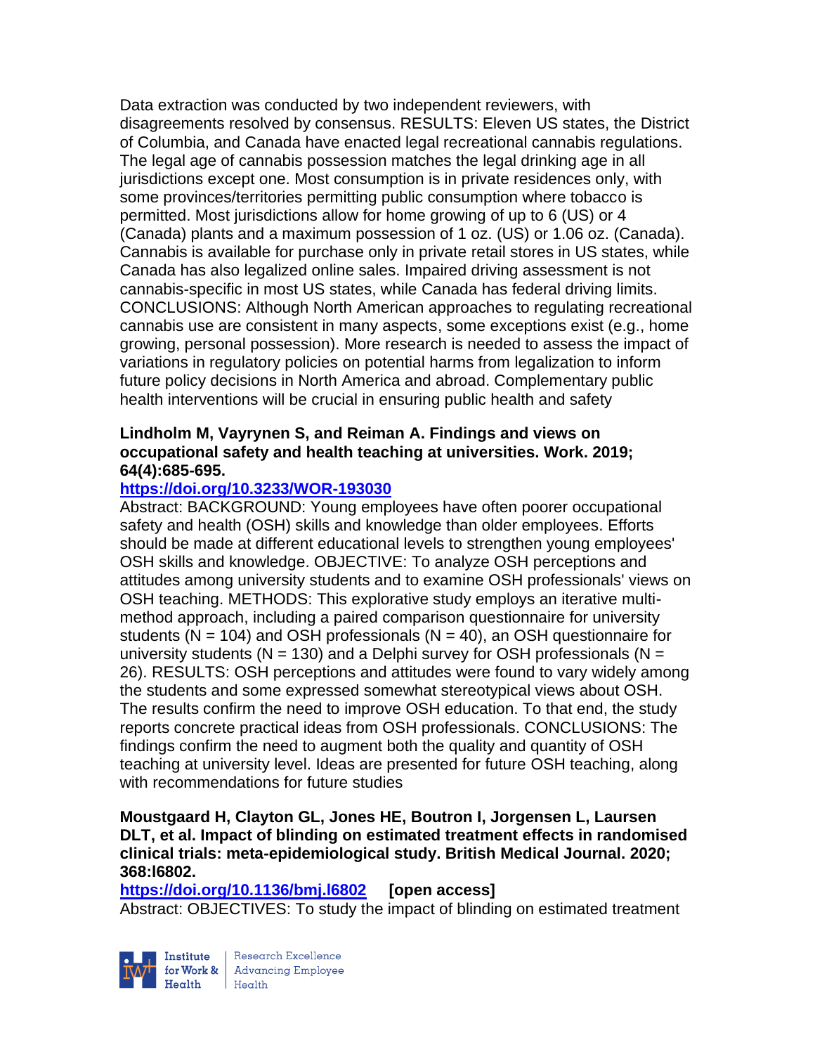Data extraction was conducted by two independent reviewers, with disagreements resolved by consensus. RESULTS: Eleven US states, the District of Columbia, and Canada have enacted legal recreational cannabis regulations. The legal age of cannabis possession matches the legal drinking age in all jurisdictions except one. Most consumption is in private residences only, with some provinces/territories permitting public consumption where tobacco is permitted. Most jurisdictions allow for home growing of up to 6 (US) or 4 (Canada) plants and a maximum possession of 1 oz. (US) or 1.06 oz. (Canada). Cannabis is available for purchase only in private retail stores in US states, while Canada has also legalized online sales. Impaired driving assessment is not cannabis-specific in most US states, while Canada has federal driving limits. CONCLUSIONS: Although North American approaches to regulating recreational cannabis use are consistent in many aspects, some exceptions exist (e.g., home growing, personal possession). More research is needed to assess the impact of variations in regulatory policies on potential harms from legalization to inform future policy decisions in North America and abroad. Complementary public health interventions will be crucial in ensuring public health and safety

**Lindholm M, Vayrynen S, and Reiman A. Findings and views on occupational safety and health teaching at universities. Work. 2019; 64(4):685-695.**

**https://doi.org/10.3233/WOR-193030**

Abstract: BACKGROUND: Young employees have often poorer occupational safety and health (OSH) skills and knowledge than older employees. Efforts should be made at different educational levels to strengthen young employees' OSH skills and knowledge. OBJECTIVE: To analyze OSH perceptions and attitudes among university students and to examine OSH professionals' views on OSH teaching. METHODS: This explorative study employs an iterative multi-method approach, including a paired comparison questionnaire for university students (N = 104) and OSH professionals (N = 40), an OSH questionnaire for university students (N = 130) and a Delphi survey for OSH professionals (N = 26). RESULTS: OSH perceptions and attitudes were found to vary widely among the students and some expressed somewhat stereotypical views about OSH. The results confirm the need to improve OSH education. To that end, the study reports concrete practical ideas from OSH professionals. CONCLUSIONS: The findings confirm the need to augment both the quality and quantity of OSH teaching at university level. Ideas are presented for future OSH teaching, along with recommendations for future studies

**Moustgaard H, Clayton GL, Jones HE, Boutron I, Jorgensen L, Laursen DLT, et al. Impact of blinding on estimated treatment effects in randomised clinical trials: meta-epidemiological study. British Medical Journal. 2020; 368:l6802.**

**https://doi.org/10.1136/bmj.l6802** **[open access]**

Abstract: OBJECTIVES: To study the impact of blinding on estimated treatment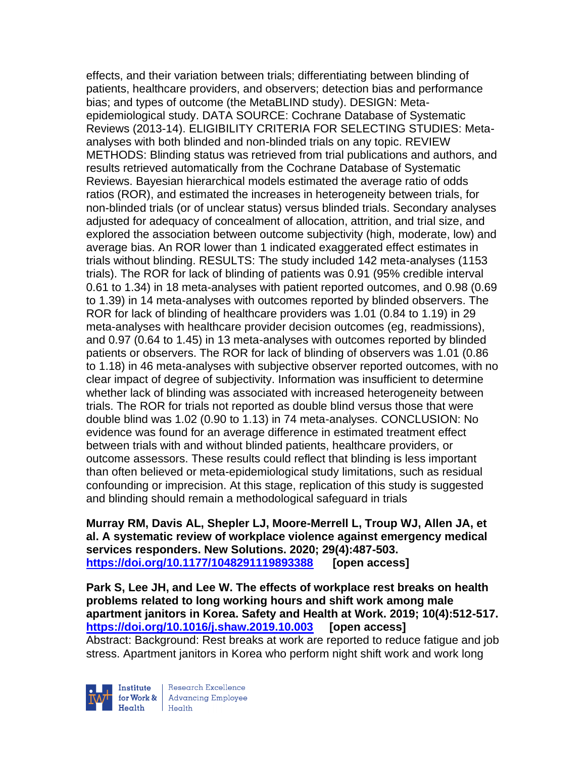effects, and their variation between trials; differentiating between blinding of patients, healthcare providers, and observers; detection bias and performance bias; and types of outcome (the MetaBLIND study). DESIGN: Meta-epidemiological study. DATA SOURCE: Cochrane Database of Systematic Reviews (2013-14). ELIGIBILITY CRITERIA FOR SELECTING STUDIES: Meta-analyses with both blinded and non-blinded trials on any topic. REVIEW METHODS: Blinding status was retrieved from trial publications and authors, and results retrieved automatically from the Cochrane Database of Systematic Reviews. Bayesian hierarchical models estimated the average ratio of odds ratios (ROR), and estimated the increases in heterogeneity between trials, for non-blinded trials (or of unclear status) versus blinded trials. Secondary analyses adjusted for adequacy of concealment of allocation, attrition, and trial size, and explored the association between outcome subjectivity (high, moderate, low) and average bias. An ROR lower than 1 indicated exaggerated effect estimates in trials without blinding. RESULTS: The study included 142 meta-analyses (1153 trials). The ROR for lack of blinding of patients was 0.91 (95% credible interval 0.61 to 1.34) in 18 meta-analyses with patient reported outcomes, and 0.98 (0.69 to 1.39) in 14 meta-analyses with outcomes reported by blinded observers. The ROR for lack of blinding of healthcare providers was 1.01 (0.84 to 1.19) in 29 meta-analyses with healthcare provider decision outcomes (eg, readmissions), and 0.97 (0.64 to 1.45) in 13 meta-analyses with outcomes reported by blinded patients or observers. The ROR for lack of blinding of observers was 1.01 (0.86 to 1.18) in 46 meta-analyses with subjective observer reported outcomes, with no clear impact of degree of subjectivity. Information was insufficient to determine whether lack of blinding was associated with increased heterogeneity between trials. The ROR for trials not reported as double blind versus those that were double blind was 1.02 (0.90 to 1.13) in 74 meta-analyses. CONCLUSION: No evidence was found for an average difference in estimated treatment effect between trials with and without blinded patients, healthcare providers, or outcome assessors. These results could reflect that blinding is less important than often believed or meta-epidemiological study limitations, such as residual confounding or imprecision. At this stage, replication of this study is suggested and blinding should remain a methodological safeguard in trials

**Murray RM, Davis AL, Shepler LJ, Moore-Merrell L, Troup WJ, Allen JA, et al. A systematic review of workplace violence against emergency medical services responders. New Solutions. 2020; 29(4):487-503. https://doi.org/10.1177/1048291119893388 [open access]**

**Park S, Lee JH, and Lee W. The effects of workplace rest breaks on health problems related to long working hours and shift work among male apartment janitors in Korea. Safety and Health at Work. 2019; 10(4):512-517. https://doi.org/10.1016/j.shaw.2019.10.003 [open access]**
Abstract: Background: Rest breaks at work are reported to reduce fatigue and job stress. Apartment janitors in Korea who perform night shift work and work long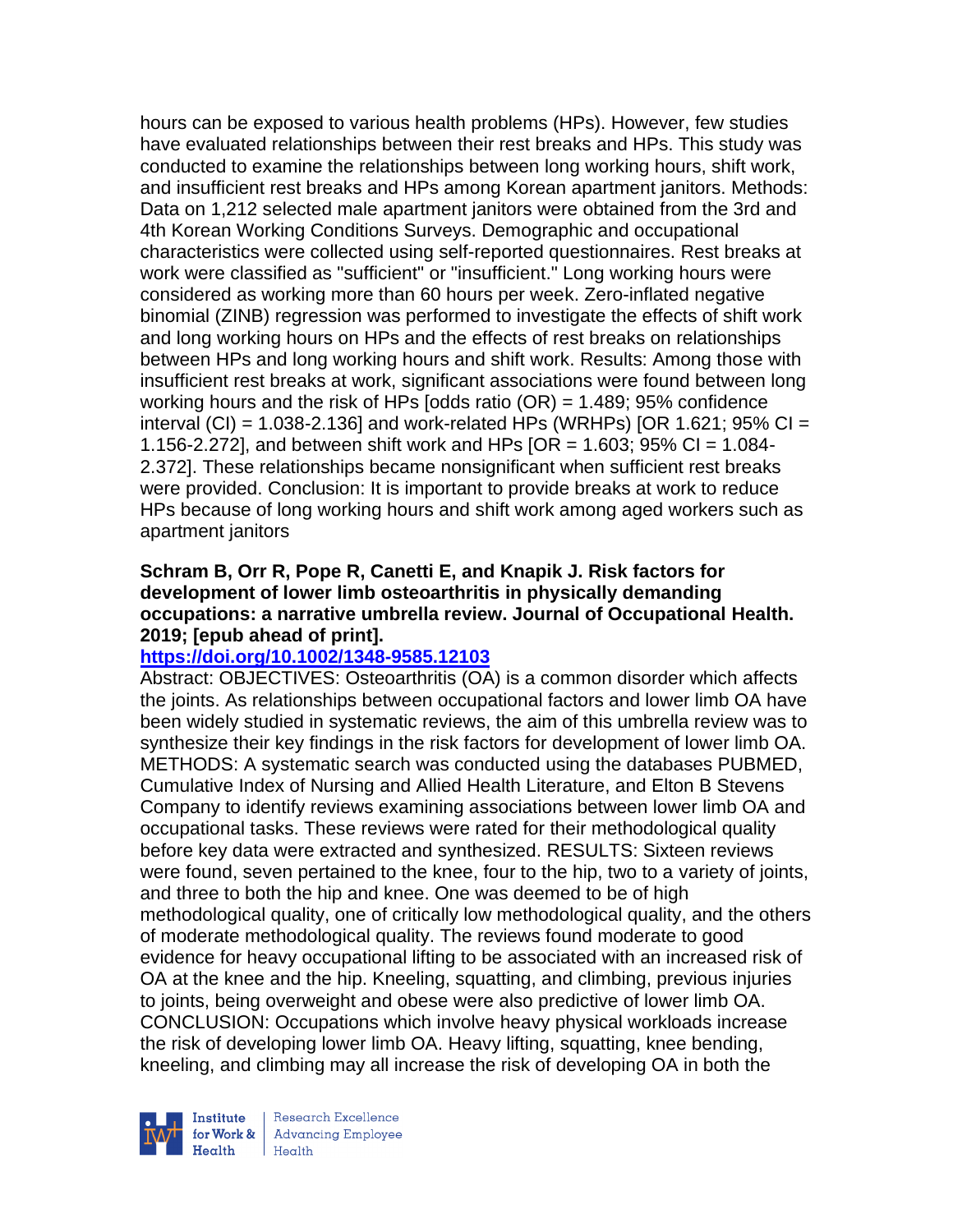hours can be exposed to various health problems (HPs). However, few studies have evaluated relationships between their rest breaks and HPs. This study was conducted to examine the relationships between long working hours, shift work, and insufficient rest breaks and HPs among Korean apartment janitors. Methods: Data on 1,212 selected male apartment janitors were obtained from the 3rd and 4th Korean Working Conditions Surveys. Demographic and occupational characteristics were collected using self-reported questionnaires. Rest breaks at work were classified as "sufficient" or "insufficient." Long working hours were considered as working more than 60 hours per week. Zero-inflated negative binomial (ZINB) regression was performed to investigate the effects of shift work and long working hours on HPs and the effects of rest breaks on relationships between HPs and long working hours and shift work. Results: Among those with insufficient rest breaks at work, significant associations were found between long working hours and the risk of HPs [odds ratio (OR) = 1.489; 95% confidence interval (CI) = 1.038-2.136] and work-related HPs (WRHPs) [OR 1.621; 95% CI = 1.156-2.272], and between shift work and HPs [OR = 1.603; 95% CI = 1.084-2.372]. These relationships became nonsignificant when sufficient rest breaks were provided. Conclusion: It is important to provide breaks at work to reduce HPs because of long working hours and shift work among aged workers such as apartment janitors

**Schram B, Orr R, Pope R, Canetti E, and Knapik J. Risk factors for development of lower limb osteoarthritis in physically demanding occupations: a narrative umbrella review. Journal of Occupational Health. 2019; [epub ahead of print].**

**https://doi.org/10.1002/1348-9585.12103**

Abstract: OBJECTIVES: Osteoarthritis (OA) is a common disorder which affects the joints. As relationships between occupational factors and lower limb OA have been widely studied in systematic reviews, the aim of this umbrella review was to synthesize their key findings in the risk factors for development of lower limb OA. METHODS: A systematic search was conducted using the databases PUBMED, Cumulative Index of Nursing and Allied Health Literature, and Elton B Stevens Company to identify reviews examining associations between lower limb OA and occupational tasks. These reviews were rated for their methodological quality before key data were extracted and synthesized. RESULTS: Sixteen reviews were found, seven pertained to the knee, four to the hip, two to a variety of joints, and three to both the hip and knee. One was deemed to be of high methodological quality, one of critically low methodological quality, and the others of moderate methodological quality. The reviews found moderate to good evidence for heavy occupational lifting to be associated with an increased risk of OA at the knee and the hip. Kneeling, squatting, and climbing, previous injuries to joints, being overweight and obese were also predictive of lower limb OA. CONCLUSION: Occupations which involve heavy physical workloads increase the risk of developing lower limb OA. Heavy lifting, squatting, knee bending, kneeling, and climbing may all increase the risk of developing OA in both the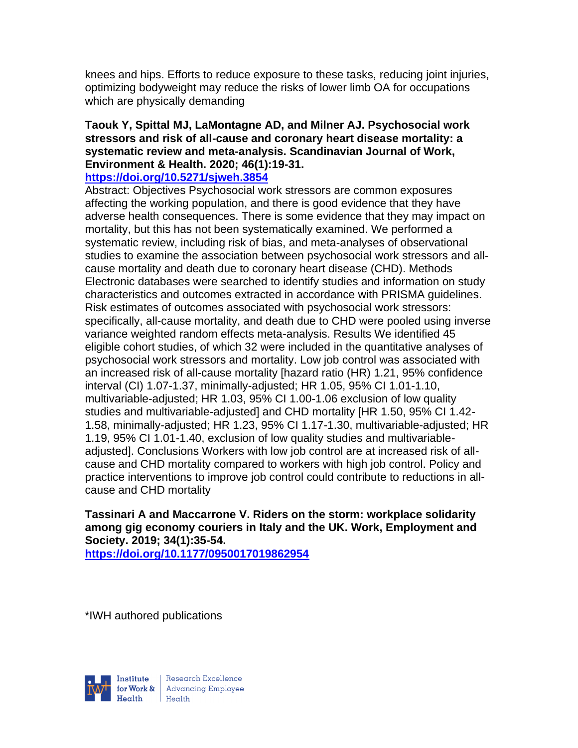knees and hips. Efforts to reduce exposure to these tasks, reducing joint injuries, optimizing bodyweight may reduce the risks of lower limb OA for occupations which are physically demanding

**Taouk Y, Spittal MJ, LaMontagne AD, and Milner AJ. Psychosocial work stressors and risk of all-cause and coronary heart disease mortality: a systematic review and meta-analysis. Scandinavian Journal of Work, Environment & Health. 2020; 46(1):19-31.**
**https://doi.org/10.5271/sjweh.3854**

Abstract: Objectives Psychosocial work stressors are common exposures affecting the working population, and there is good evidence that they have adverse health consequences. There is some evidence that they may impact on mortality, but this has not been systematically examined. We performed a systematic review, including risk of bias, and meta-analyses of observational studies to examine the association between psychosocial work stressors and all-cause mortality and death due to coronary heart disease (CHD). Methods Electronic databases were searched to identify studies and information on study characteristics and outcomes extracted in accordance with PRISMA guidelines. Risk estimates of outcomes associated with psychosocial work stressors: specifically, all-cause mortality, and death due to CHD were pooled using inverse variance weighted random effects meta-analysis. Results We identified 45 eligible cohort studies, of which 32 were included in the quantitative analyses of psychosocial work stressors and mortality. Low job control was associated with an increased risk of all-cause mortality [hazard ratio (HR) 1.21, 95% confidence interval (CI) 1.07-1.37, minimally-adjusted; HR 1.05, 95% CI 1.01-1.10, multivariable-adjusted; HR 1.03, 95% CI 1.00-1.06 exclusion of low quality studies and multivariable-adjusted] and CHD mortality [HR 1.50, 95% CI 1.42-1.58, minimally-adjusted; HR 1.23, 95% CI 1.17-1.30, multivariable-adjusted; HR 1.19, 95% CI 1.01-1.40, exclusion of low quality studies and multivariable-adjusted]. Conclusions Workers with low job control are at increased risk of all-cause and CHD mortality compared to workers with high job control. Policy and practice interventions to improve job control could contribute to reductions in all-cause and CHD mortality

**Tassinari A and Maccarrone V. Riders on the storm: workplace solidarity among gig economy couriers in Italy and the UK. Work, Employment and Society. 2019; 34(1):35-54.**
**https://doi.org/10.1177/0950017019862954**

*IWH authored publications